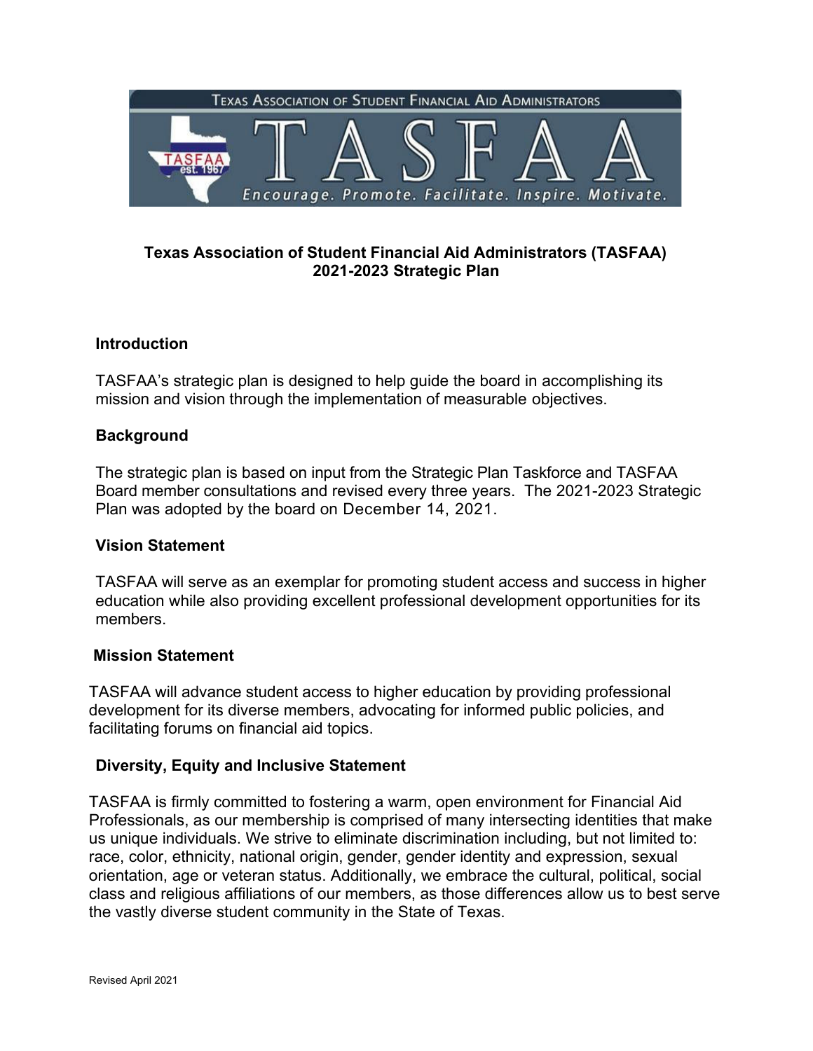# Texas Association of Student Financial Aid Administrators (TASFAA) 2021-2023 Strategic Plan

## Introduction

TASFAA's strategic plan is designed to help guide the board in accomplishing its mission and vision through the implementation of measurable objectives.

## Background

The strategic plan is based on input from the Strategic Plan Taskforce and TASFAA Board member consultations and revised every three years. The 2021-2023 Strategic Plan was adopted by the board on December 14, 2021.

## Vision Statement

TASFAA will serve as an exemplar for promoting student access and success in higher education while also providing excellent professional development opportunities for its members.

## Mission Statement

TASFAA will advance student access to higher education by providing professional development for its diverse members, advocating for informed public policies, and facilitating forums on financial aid topics.

## Diversity, Equity and Inclusive Statement

TASFAA is firmly committed to fostering a warm, open environment for Financial Aid Professionals, as our membership is comprised of many intersecting identities that make us unique individuals. We strive to eliminate discrimination including, but not limited to: race, color, ethnicity, national origin, gender, gender identity and expression, sexual orientation, age or veteran status. Additionally, we embrace the cultural, political, social class and religious affiliations of our members, as those differences allow us to best serve the vastly diverse student community in the State of Texas.

Revised April 2021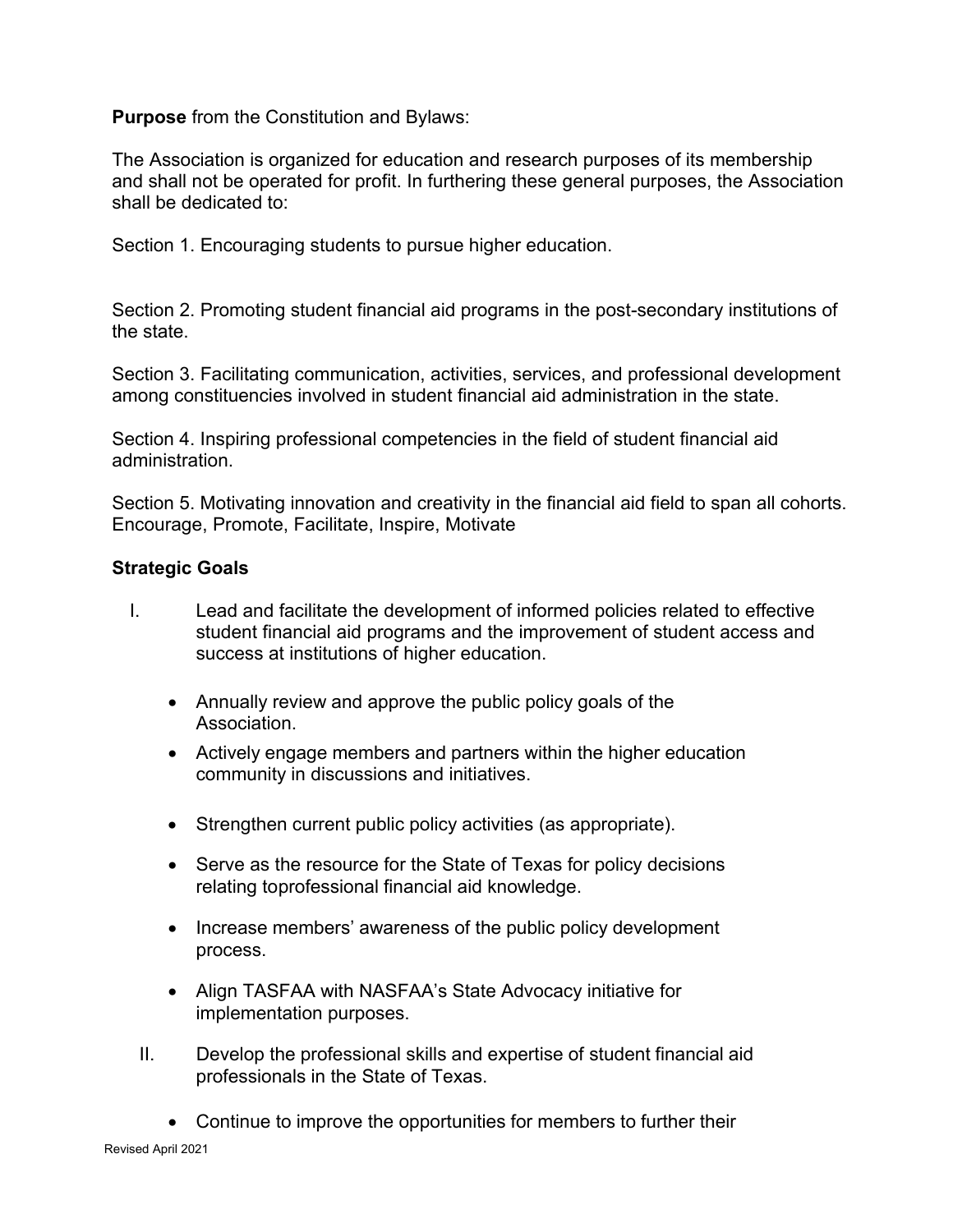**Purpose** from the Constitution and Bylaws:

The Association is organized for education and research purposes of its membership and shall not be operated for profit. In furthering these general purposes, the Association shall be dedicated to:

Section 1. Encouraging students to pursue higher education.

Section 2. Promoting student financial aid programs in the post-secondary institutions of the state.

Section 3. Facilitating communication, activities, services, and professional development among constituencies involved in student financial aid administration in the state.

Section 4. Inspiring professional competencies in the field of student financial aid administration.

Section 5. Motivating innovation and creativity in the financial aid field to span all cohorts. Encourage, Promote, Facilitate, Inspire, Motivate

**Strategic Goals**

I. Lead and facilitate the development of informed policies related to effective student financial aid programs and the improvement of student access and success at institutions of higher education.

   - Annually review and approve the public policy goals of the Association.
   - Actively engage members and partners within the higher education community in discussions and initiatives.
   - Strengthen current public policy activities (as appropriate).
   - Serve as the resource for the State of Texas for policy decisions relating toprofessional financial aid knowledge.
   - Increase members' awareness of the public policy development process.
   - Align TASFAA with NASFAA's State Advocacy initiative for implementation purposes.

II. Develop the professional skills and expertise of student financial aid professionals in the State of Texas.

   - Continue to improve the opportunities for members to further their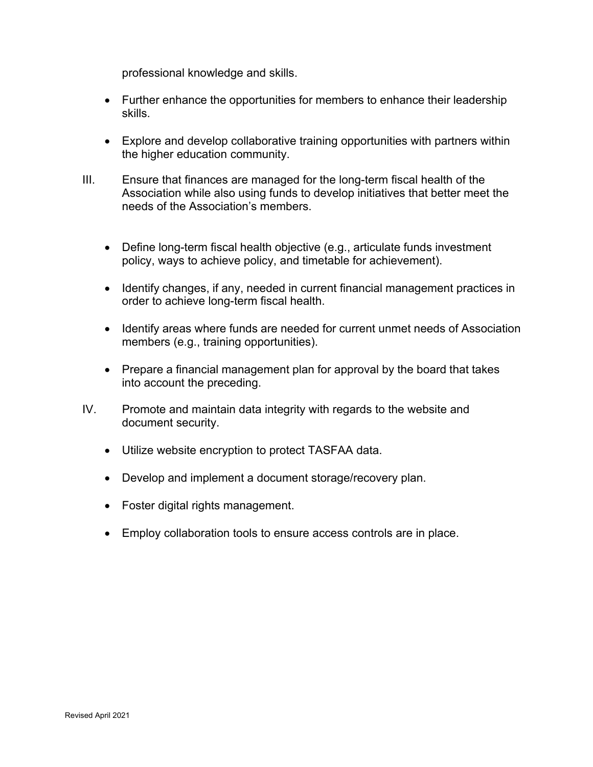professional knowledge and skills.

- Further enhance the opportunities for members to enhance their leadership skills.

- Explore and develop collaborative training opportunities with partners within the higher education community.

III. Ensure that finances are managed for the long-term fiscal health of the Association while also using funds to develop initiatives that better meet the needs of the Association's members.

- Define long-term fiscal health objective (e.g., articulate funds investment policy, ways to achieve policy, and timetable for achievement).

- Identify changes, if any, needed in current financial management practices in order to achieve long-term fiscal health.

- Identify areas where funds are needed for current unmet needs of Association members (e.g., training opportunities).

- Prepare a financial management plan for approval by the board that takes into account the preceding.

IV. Promote and maintain data integrity with regards to the website and document security.

- Utilize website encryption to protect TASFAA data.

- Develop and implement a document storage/recovery plan.

- Foster digital rights management.

- Employ collaboration tools to ensure access controls are in place.

Revised April 2021